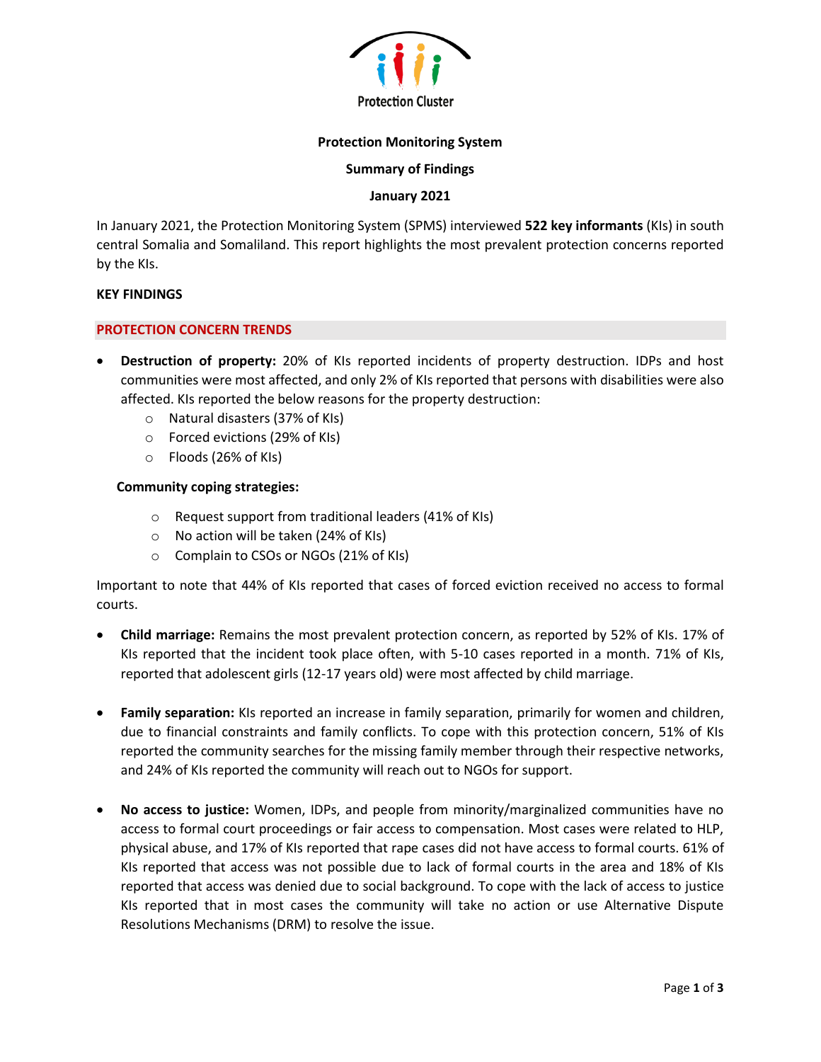Protection Cluster

# Protection Monitoring System

## Summary of Findings

## January 2021

In January 2021, the Protection Monitoring System (SPMS) interviewed **522 key informants** (KIs) in south central Somalia and Somaliland. This report highlights the most prevalent protection concerns reported by the KIs.

**KEY FINDINGS**

### PROTECTION CONCERN TRENDS

- **Destruction of property:** 20% of KIs reported incidents of property destruction. IDPs and host communities were most affected, and only 2% of KIs reported that persons with disabilities were also affected. KIs reported the below reasons for the property destruction:
  - Natural disasters (37% of KIs)
  - Forced evictions (29% of KIs)
  - Floods (26% of KIs)

  **Community coping strategies:**

  - Request support from traditional leaders (41% of KIs)
  - No action will be taken (24% of KIs)
  - Complain to CSOs or NGOs (21% of KIs)

Important to note that 44% of KIs reported that cases of forced eviction received no access to formal courts.

- **Child marriage:** Remains the most prevalent protection concern, as reported by 52% of KIs. 17% of KIs reported that the incident took place often, with 5-10 cases reported in a month. 71% of KIs, reported that adolescent girls (12-17 years old) were most affected by child marriage.

- **Family separation:** KIs reported an increase in family separation, primarily for women and children, due to financial constraints and family conflicts. To cope with this protection concern, 51% of KIs reported the community searches for the missing family member through their respective networks, and 24% of KIs reported the community will reach out to NGOs for support.

- **No access to justice:** Women, IDPs, and people from minority/marginalized communities have no access to formal court proceedings or fair access to compensation. Most cases were related to HLP, physical abuse, and 17% of KIs reported that rape cases did not have access to formal courts. 61% of KIs reported that access was not possible due to lack of formal courts in the area and 18% of KIs reported that access was denied due to social background. To cope with the lack of access to justice KIs reported that in most cases the community will take no action or use Alternative Dispute Resolutions Mechanisms (DRM) to resolve the issue.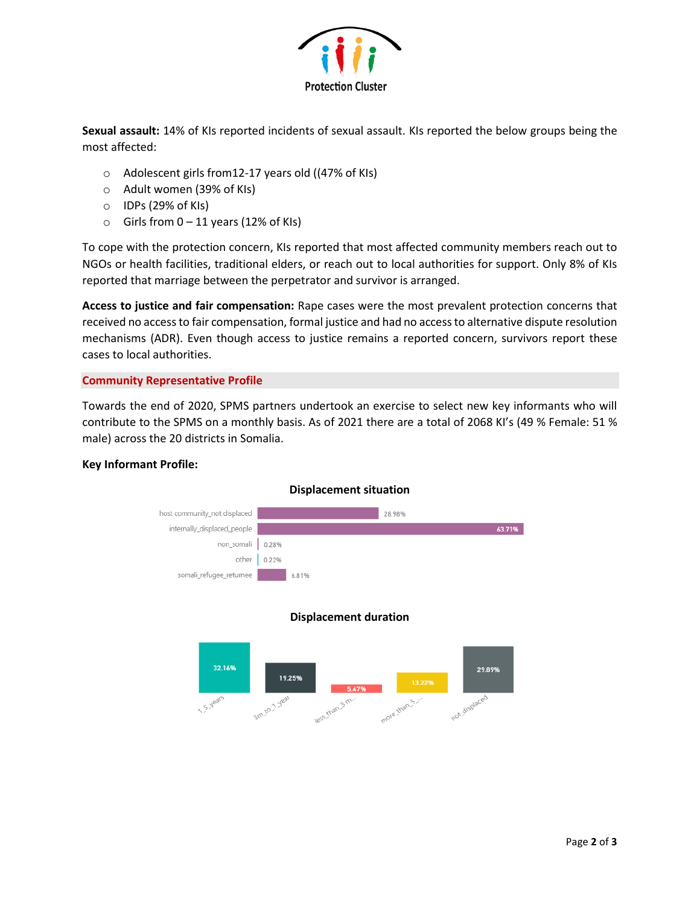**Sexual assault:** 14% of KIs reported incidents of sexual assault. KIs reported the below groups being the most affected:

- Adolescent girls from12-17 years old ((47% of KIs)
- Adult women (39% of KIs)
- IDPs (29% of KIs)
- Girls from 0 – 11 years (12% of KIs)

To cope with the protection concern, KIs reported that most affected community members reach out to NGOs or health facilities, traditional elders, or reach out to local authorities for support. Only 8% of KIs reported that marriage between the perpetrator and survivor is arranged.

**Access to justice and fair compensation:** Rape cases were the most prevalent protection concerns that received no access to fair compensation, formal justice and had no access to alternative dispute resolution mechanisms (ADR). Even though access to justice remains a reported concern, survivors report these cases to local authorities.

## Community Representative Profile

Towards the end of 2020, SPMS partners undertook an exercise to select new key informants who will contribute to the SPMS on a monthly basis. As of 2021 there are a total of 2068 KI's (49 % Female: 51 % male) across the 20 districts in Somalia.

**Key Informant Profile:**

**Displacement situation**

| Category | Percentage |
|---|---|
| host community_not displaced | 28.98% |
| internally_displaced_people | 63.71% |
| non_somali | 0.28% |
| other | 0.22% |
| somali_refugee_returnee | 6.81% |

**Displacement duration**

| Category | Percentage |
|---|---|
| 1_5_years | 32.16% |
| 3m_to_1_year | 19.25% |
| less_than_3_m... | 5.47% |
| more_than_5_... | 13.22% |
| not_displaced | 29.89% |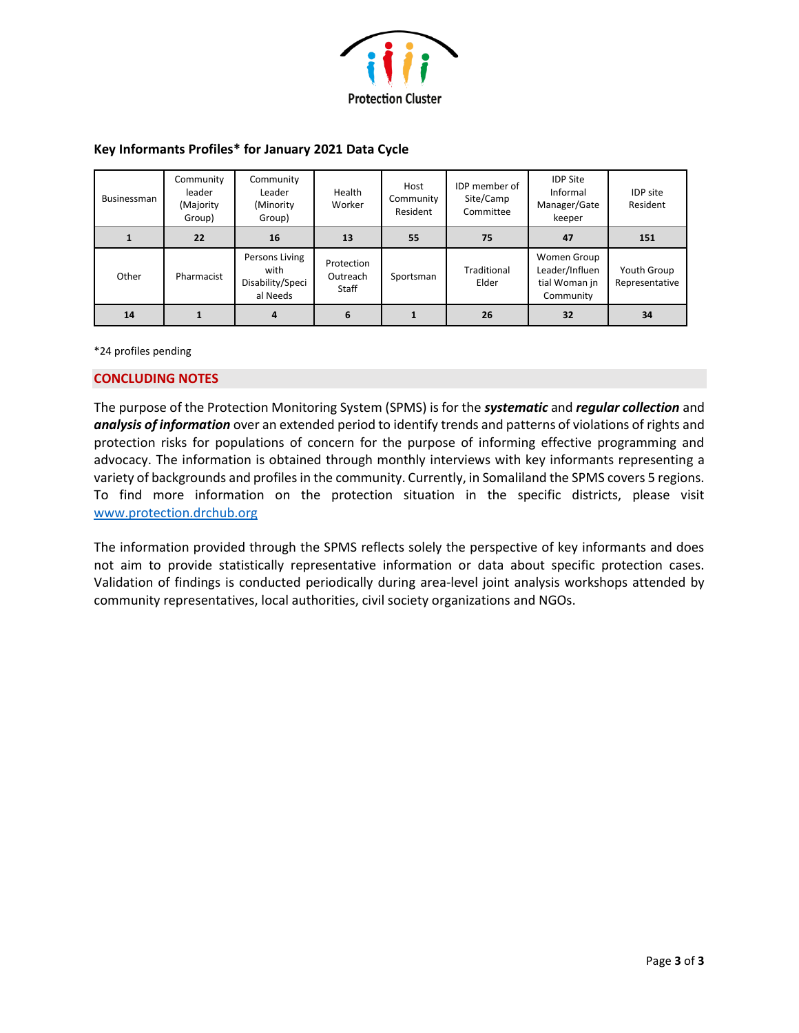Protection Cluster

## Key Informants Profiles* for January 2021 Data Cycle

| Businessman | Community leader (Majority Group) | Community Leader (Minority Group) | Health Worker | Host Community Resident | IDP member of Site/Camp Committee | IDP Site Informal Manager/Gate keeper | IDP site Resident |
|---|---|---|---|---|---|---|---|
| **1** | **22** | **16** | **13** | **55** | **75** | **47** | **151** |
| Other | Pharmacist | Persons Living with Disability/Special Needs | Protection Outreach Staff | Sportsman | Traditional Elder | Women Group Leader/Influential Woman jn Community | Youth Group Representative |
| **14** | **1** | **4** | **6** | **1** | **26** | **32** | **34** |

*24 profiles pending

## CONCLUDING NOTES

The purpose of the Protection Monitoring System (SPMS) is for the ***systematic*** and ***regular collection*** and ***analysis of information*** over an extended period to identify trends and patterns of violations of rights and protection risks for populations of concern for the purpose of informing effective programming and advocacy. The information is obtained through monthly interviews with key informants representing a variety of backgrounds and profiles in the community. Currently, in Somaliland the SPMS covers 5 regions. To find more information on the protection situation in the specific districts, please visit [www.protection.drchub.org](http://www.protection.drchub.org)

The information provided through the SPMS reflects solely the perspective of key informants and does not aim to provide statistically representative information or data about specific protection cases. Validation of findings is conducted periodically during area-level joint analysis workshops attended by community representatives, local authorities, civil society organizations and NGOs.